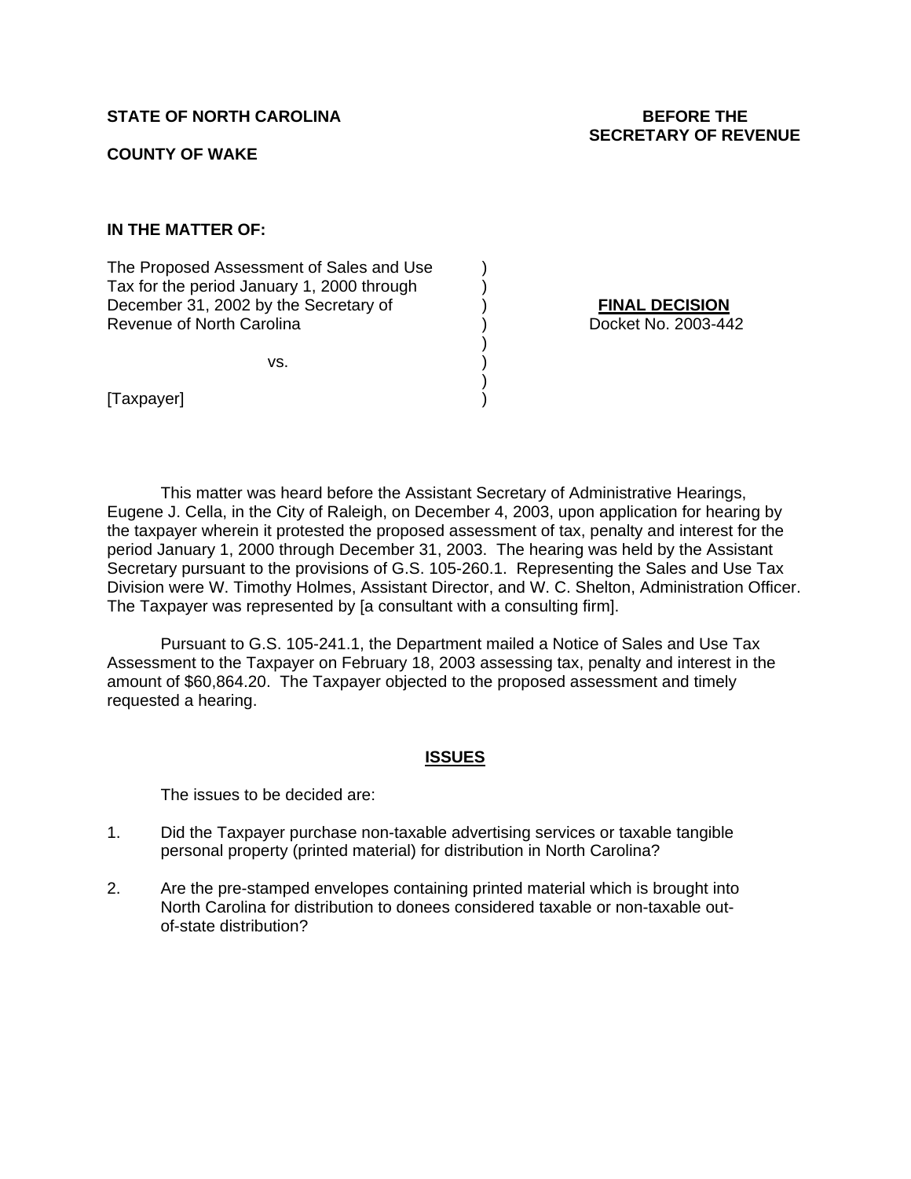**STATE OF NORTH CAROLINA**

**COUNTY OF WAKE**

**BEFORE THE SECRETARY OF REVENUE**

**IN THE MATTER OF:**

The Proposed Assessment of Sales and Use Tax for the period January 1, 2000 through December 31, 2002 by the Secretary of Revenue of North Carolina

vs.

[Taxpayer]

**FINAL DECISION**
Docket No. 2003-442

This matter was heard before the Assistant Secretary of Administrative Hearings, Eugene J. Cella, in the City of Raleigh, on December 4, 2003, upon application for hearing by the taxpayer wherein it protested the proposed assessment of tax, penalty and interest for the period January 1, 2000 through December 31, 2003. The hearing was held by the Assistant Secretary pursuant to the provisions of G.S. 105-260.1. Representing the Sales and Use Tax Division were W. Timothy Holmes, Assistant Director, and W. C. Shelton, Administration Officer. The Taxpayer was represented by [a consultant with a consulting firm].

Pursuant to G.S. 105-241.1, the Department mailed a Notice of Sales and Use Tax Assessment to the Taxpayer on February 18, 2003 assessing tax, penalty and interest in the amount of $60,864.20. The Taxpayer objected to the proposed assessment and timely requested a hearing.

## ISSUES

The issues to be decided are:

1. Did the Taxpayer purchase non-taxable advertising services or taxable tangible personal property (printed material) for distribution in North Carolina?

2. Are the pre-stamped envelopes containing printed material which is brought into North Carolina for distribution to donees considered taxable or non-taxable out-of-state distribution?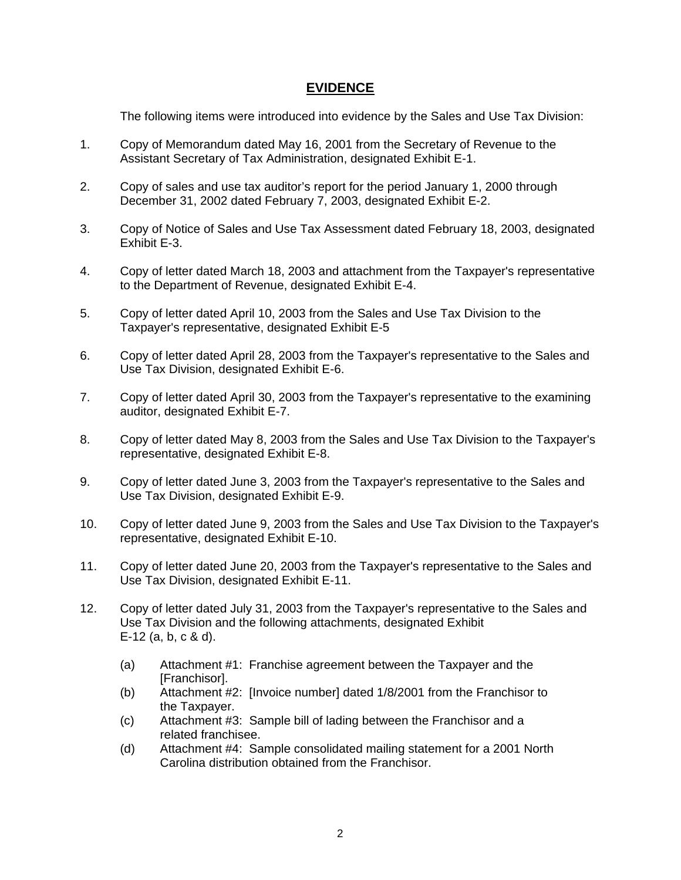## EVIDENCE

The following items were introduced into evidence by the Sales and Use Tax Division:

1. Copy of Memorandum dated May 16, 2001 from the Secretary of Revenue to the Assistant Secretary of Tax Administration, designated Exhibit E-1.

2. Copy of sales and use tax auditor's report for the period January 1, 2000 through December 31, 2002 dated February 7, 2003, designated Exhibit E-2.

3. Copy of Notice of Sales and Use Tax Assessment dated February 18, 2003, designated Exhibit E-3.

4. Copy of letter dated March 18, 2003 and attachment from the Taxpayer's representative to the Department of Revenue, designated Exhibit E-4.

5. Copy of letter dated April 10, 2003 from the Sales and Use Tax Division to the Taxpayer's representative, designated Exhibit E-5

6. Copy of letter dated April 28, 2003 from the Taxpayer's representative to the Sales and Use Tax Division, designated Exhibit E-6.

7. Copy of letter dated April 30, 2003 from the Taxpayer's representative to the examining auditor, designated Exhibit E-7.

8. Copy of letter dated May 8, 2003 from the Sales and Use Tax Division to the Taxpayer's representative, designated Exhibit E-8.

9. Copy of letter dated June 3, 2003 from the Taxpayer's representative to the Sales and Use Tax Division, designated Exhibit E-9.

10. Copy of letter dated June 9, 2003 from the Sales and Use Tax Division to the Taxpayer's representative, designated Exhibit E-10.

11. Copy of letter dated June 20, 2003 from the Taxpayer's representative to the Sales and Use Tax Division, designated Exhibit E-11.

12. Copy of letter dated July 31, 2003 from the Taxpayer's representative to the Sales and Use Tax Division and the following attachments, designated Exhibit E-12 (a, b, c & d).

    (a) Attachment #1: Franchise agreement between the Taxpayer and the [Franchisor].
    (b) Attachment #2: [Invoice number] dated 1/8/2001 from the Franchisor to the Taxpayer.
    (c) Attachment #3: Sample bill of lading between the Franchisor and a related franchisee.
    (d) Attachment #4: Sample consolidated mailing statement for a 2001 North Carolina distribution obtained from the Franchisor.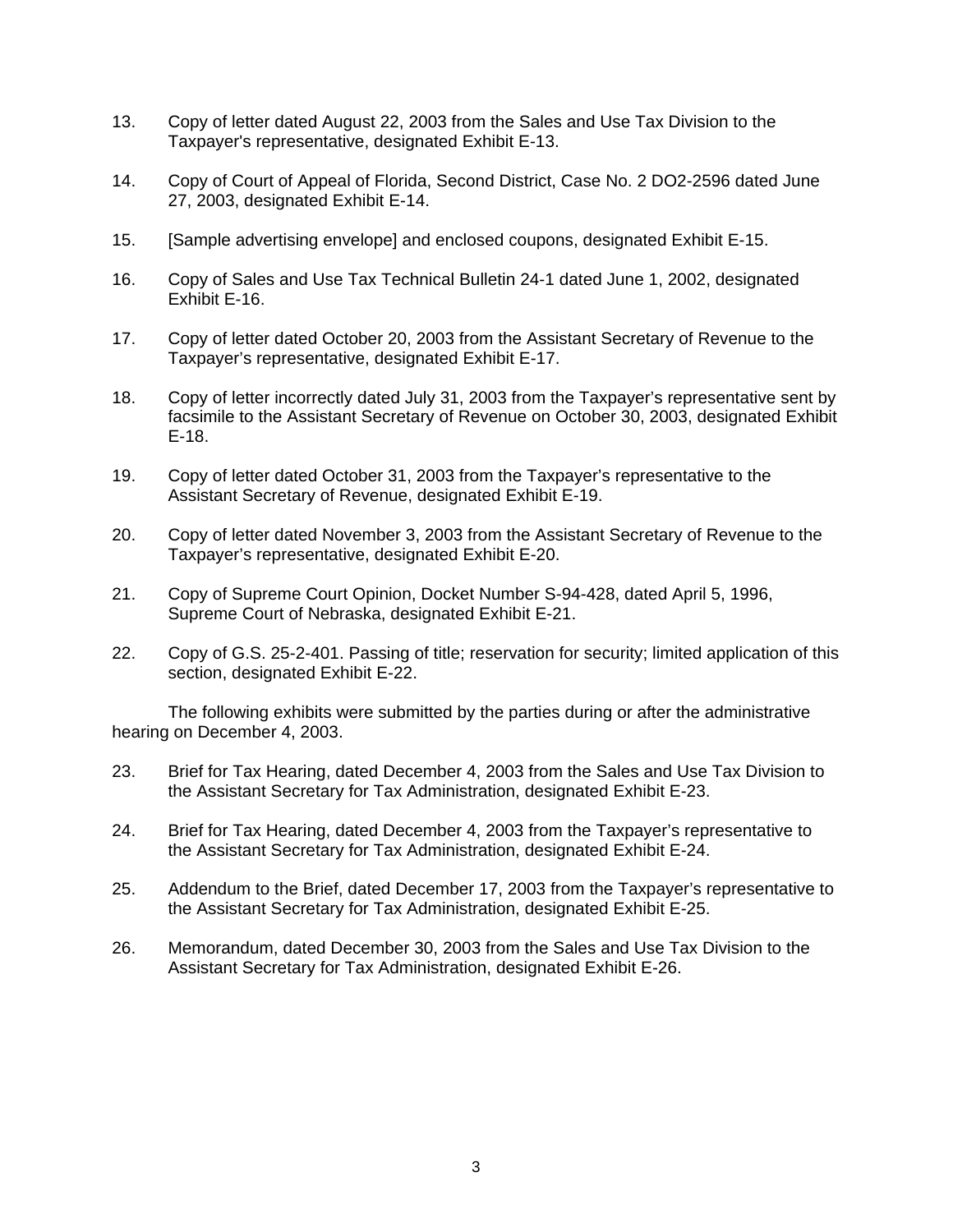13. Copy of letter dated August 22, 2003 from the Sales and Use Tax Division to the Taxpayer's representative, designated Exhibit E-13.

14. Copy of Court of Appeal of Florida, Second District, Case No. 2 DO2-2596 dated June 27, 2003, designated Exhibit E-14.

15. [Sample advertising envelope] and enclosed coupons, designated Exhibit E-15.

16. Copy of Sales and Use Tax Technical Bulletin 24-1 dated June 1, 2002, designated Exhibit E-16.

17. Copy of letter dated October 20, 2003 from the Assistant Secretary of Revenue to the Taxpayer's representative, designated Exhibit E-17.

18. Copy of letter incorrectly dated July 31, 2003 from the Taxpayer's representative sent by facsimile to the Assistant Secretary of Revenue on October 30, 2003, designated Exhibit E-18.

19. Copy of letter dated October 31, 2003 from the Taxpayer's representative to the Assistant Secretary of Revenue, designated Exhibit E-19.

20. Copy of letter dated November 3, 2003 from the Assistant Secretary of Revenue to the Taxpayer's representative, designated Exhibit E-20.

21. Copy of Supreme Court Opinion, Docket Number S-94-428, dated April 5, 1996, Supreme Court of Nebraska, designated Exhibit E-21.

22. Copy of G.S. 25-2-401. Passing of title; reservation for security; limited application of this section, designated Exhibit E-22.

The following exhibits were submitted by the parties during or after the administrative hearing on December 4, 2003.

23. Brief for Tax Hearing, dated December 4, 2003 from the Sales and Use Tax Division to the Assistant Secretary for Tax Administration, designated Exhibit E-23.

24. Brief for Tax Hearing, dated December 4, 2003 from the Taxpayer's representative to the Assistant Secretary for Tax Administration, designated Exhibit E-24.

25. Addendum to the Brief, dated December 17, 2003 from the Taxpayer's representative to the Assistant Secretary for Tax Administration, designated Exhibit E-25.

26. Memorandum, dated December 30, 2003 from the Sales and Use Tax Division to the Assistant Secretary for Tax Administration, designated Exhibit E-26.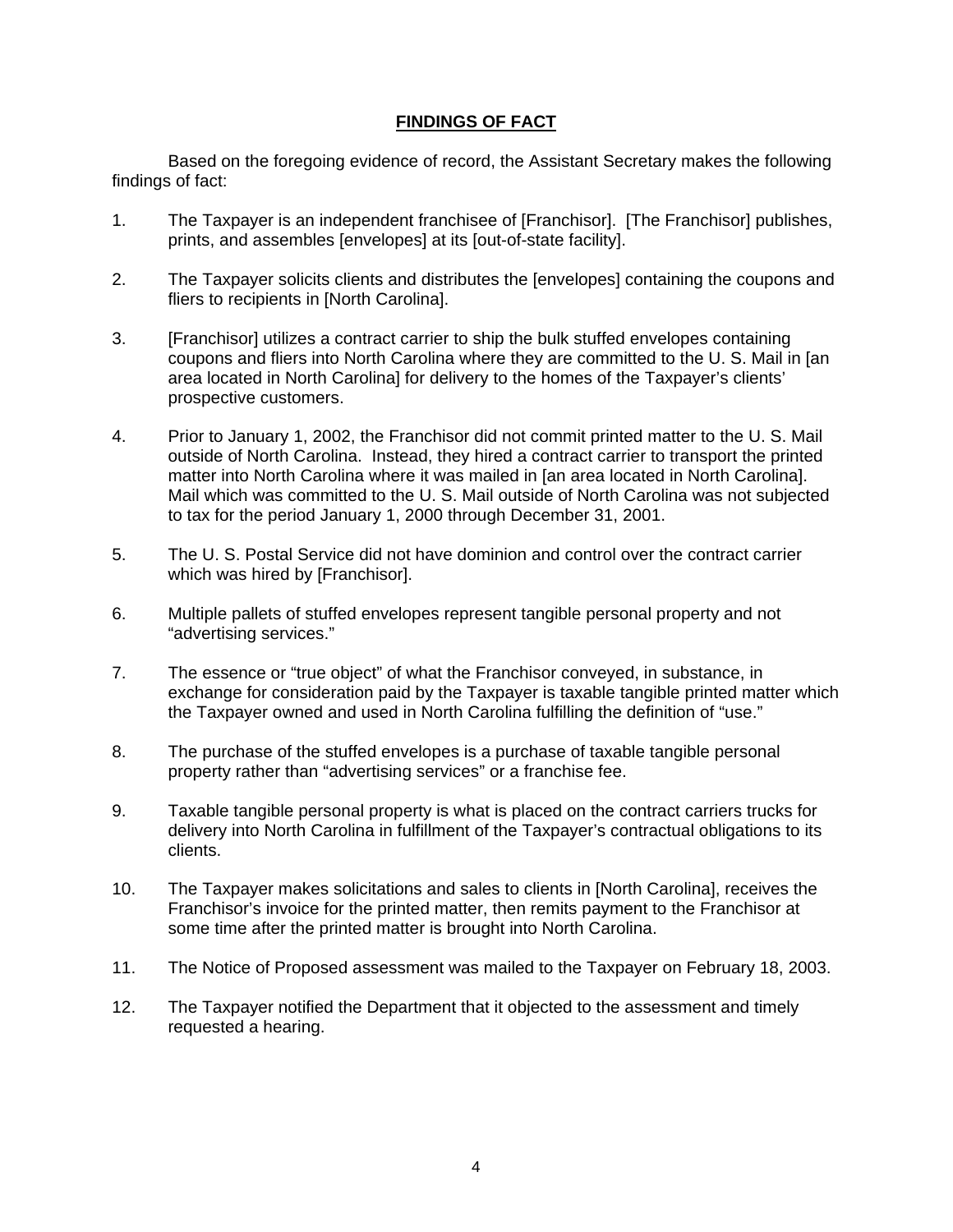## FINDINGS OF FACT

Based on the foregoing evidence of record, the Assistant Secretary makes the following findings of fact:

1. The Taxpayer is an independent franchisee of [Franchisor]. [The Franchisor] publishes, prints, and assembles [envelopes] at its [out-of-state facility].

2. The Taxpayer solicits clients and distributes the [envelopes] containing the coupons and fliers to recipients in [North Carolina].

3. [Franchisor] utilizes a contract carrier to ship the bulk stuffed envelopes containing coupons and fliers into North Carolina where they are committed to the U. S. Mail in [an area located in North Carolina] for delivery to the homes of the Taxpayer's clients' prospective customers.

4. Prior to January 1, 2002, the Franchisor did not commit printed matter to the U. S. Mail outside of North Carolina. Instead, they hired a contract carrier to transport the printed matter into North Carolina where it was mailed in [an area located in North Carolina]. Mail which was committed to the U. S. Mail outside of North Carolina was not subjected to tax for the period January 1, 2000 through December 31, 2001.

5. The U. S. Postal Service did not have dominion and control over the contract carrier which was hired by [Franchisor].

6. Multiple pallets of stuffed envelopes represent tangible personal property and not "advertising services."

7. The essence or "true object" of what the Franchisor conveyed, in substance, in exchange for consideration paid by the Taxpayer is taxable tangible printed matter which the Taxpayer owned and used in North Carolina fulfilling the definition of "use."

8. The purchase of the stuffed envelopes is a purchase of taxable tangible personal property rather than "advertising services" or a franchise fee.

9. Taxable tangible personal property is what is placed on the contract carriers trucks for delivery into North Carolina in fulfillment of the Taxpayer's contractual obligations to its clients.

10. The Taxpayer makes solicitations and sales to clients in [North Carolina], receives the Franchisor's invoice for the printed matter, then remits payment to the Franchisor at some time after the printed matter is brought into North Carolina.

11. The Notice of Proposed assessment was mailed to the Taxpayer on February 18, 2003.

12. The Taxpayer notified the Department that it objected to the assessment and timely requested a hearing.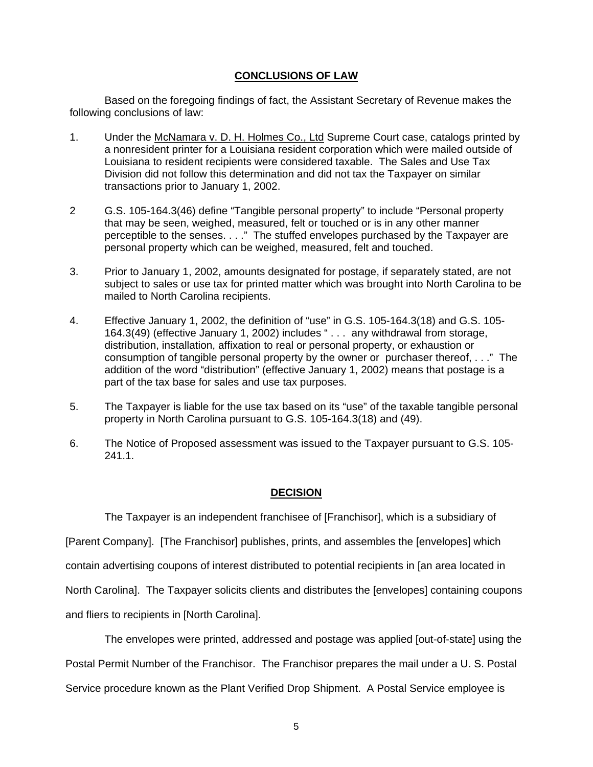## CONCLUSIONS OF LAW

Based on the foregoing findings of fact, the Assistant Secretary of Revenue makes the following conclusions of law:

1. Under the McNamara v. D. H. Holmes Co., Ltd Supreme Court case, catalogs printed by a nonresident printer for a Louisiana resident corporation which were mailed outside of Louisiana to resident recipients were considered taxable. The Sales and Use Tax Division did not follow this determination and did not tax the Taxpayer on similar transactions prior to January 1, 2002.

2. G.S. 105-164.3(46) define "Tangible personal property" to include "Personal property that may be seen, weighed, measured, felt or touched or is in any other manner perceptible to the senses. . . ." The stuffed envelopes purchased by the Taxpayer are personal property which can be weighed, measured, felt and touched.

3. Prior to January 1, 2002, amounts designated for postage, if separately stated, are not subject to sales or use tax for printed matter which was brought into North Carolina to be mailed to North Carolina recipients.

4. Effective January 1, 2002, the definition of "use" in G.S. 105-164.3(18) and G.S. 105-164.3(49) (effective January 1, 2002) includes " . . . any withdrawal from storage, distribution, installation, affixation to real or personal property, or exhaustion or consumption of tangible personal property by the owner or purchaser thereof, . . ." The addition of the word "distribution" (effective January 1, 2002) means that postage is a part of the tax base for sales and use tax purposes.

5. The Taxpayer is liable for the use tax based on its "use" of the taxable tangible personal property in North Carolina pursuant to G.S. 105-164.3(18) and (49).

6. The Notice of Proposed assessment was issued to the Taxpayer pursuant to G.S. 105-241.1.

## DECISION

The Taxpayer is an independent franchisee of [Franchisor], which is a subsidiary of [Parent Company]. [The Franchisor] publishes, prints, and assembles the [envelopes] which contain advertising coupons of interest distributed to potential recipients in [an area located in North Carolina]. The Taxpayer solicits clients and distributes the [envelopes] containing coupons and fliers to recipients in [North Carolina].

The envelopes were printed, addressed and postage was applied [out-of-state] using the Postal Permit Number of the Franchisor. The Franchisor prepares the mail under a U. S. Postal Service procedure known as the Plant Verified Drop Shipment. A Postal Service employee is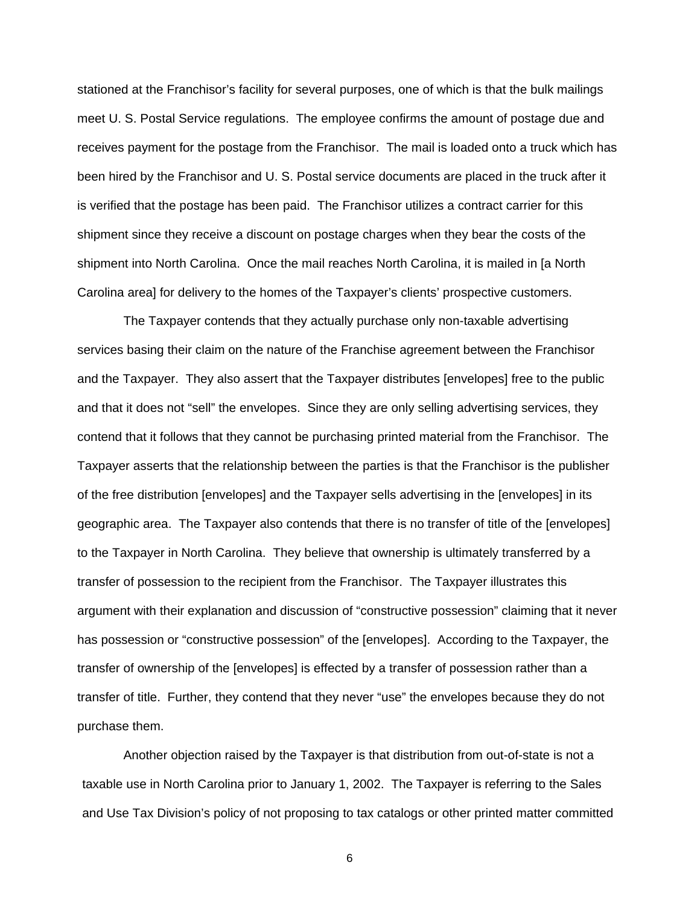stationed at the Franchisor's facility for several purposes, one of which is that the bulk mailings meet U. S. Postal Service regulations. The employee confirms the amount of postage due and receives payment for the postage from the Franchisor. The mail is loaded onto a truck which has been hired by the Franchisor and U. S. Postal service documents are placed in the truck after it is verified that the postage has been paid. The Franchisor utilizes a contract carrier for this shipment since they receive a discount on postage charges when they bear the costs of the shipment into North Carolina. Once the mail reaches North Carolina, it is mailed in [a North Carolina area] for delivery to the homes of the Taxpayer's clients' prospective customers.

The Taxpayer contends that they actually purchase only non-taxable advertising services basing their claim on the nature of the Franchise agreement between the Franchisor and the Taxpayer. They also assert that the Taxpayer distributes [envelopes] free to the public and that it does not "sell" the envelopes. Since they are only selling advertising services, they contend that it follows that they cannot be purchasing printed material from the Franchisor. The Taxpayer asserts that the relationship between the parties is that the Franchisor is the publisher of the free distribution [envelopes] and the Taxpayer sells advertising in the [envelopes] in its geographic area. The Taxpayer also contends that there is no transfer of title of the [envelopes] to the Taxpayer in North Carolina. They believe that ownership is ultimately transferred by a transfer of possession to the recipient from the Franchisor. The Taxpayer illustrates this argument with their explanation and discussion of "constructive possession" claiming that it never has possession or "constructive possession" of the [envelopes]. According to the Taxpayer, the transfer of ownership of the [envelopes] is effected by a transfer of possession rather than a transfer of title. Further, they contend that they never "use" the envelopes because they do not purchase them.

Another objection raised by the Taxpayer is that distribution from out-of-state is not a taxable use in North Carolina prior to January 1, 2002. The Taxpayer is referring to the Sales and Use Tax Division's policy of not proposing to tax catalogs or other printed matter committed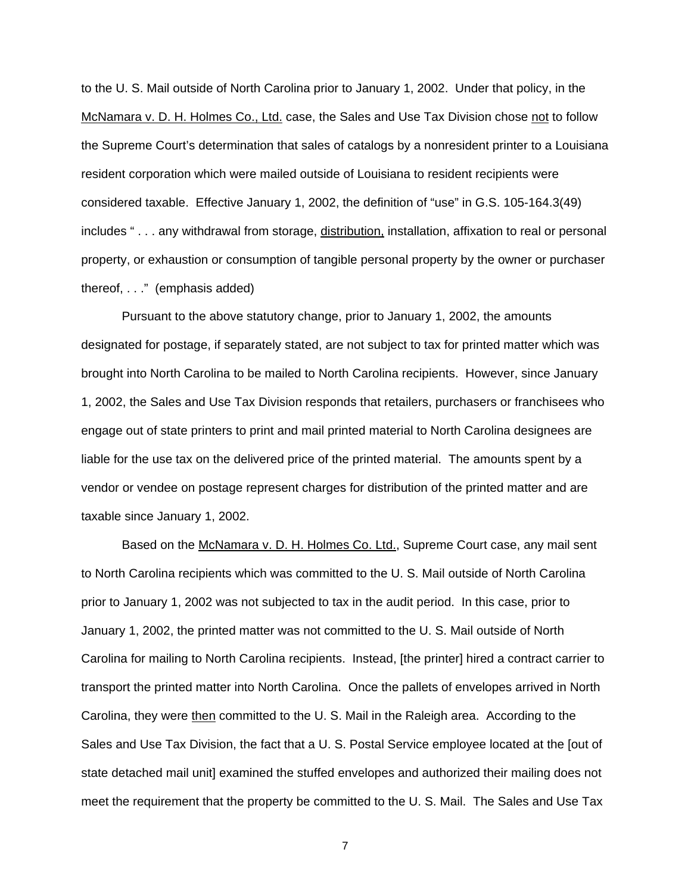to the U. S. Mail outside of North Carolina prior to January 1, 2002. Under that policy, in the McNamara v. D. H. Holmes Co., Ltd. case, the Sales and Use Tax Division chose not to follow the Supreme Court's determination that sales of catalogs by a nonresident printer to a Louisiana resident corporation which were mailed outside of Louisiana to resident recipients were considered taxable. Effective January 1, 2002, the definition of "use" in G.S. 105-164.3(49) includes " . . . any withdrawal from storage, distribution, installation, affixation to real or personal property, or exhaustion or consumption of tangible personal property by the owner or purchaser thereof, . . ." (emphasis added)

Pursuant to the above statutory change, prior to January 1, 2002, the amounts designated for postage, if separately stated, are not subject to tax for printed matter which was brought into North Carolina to be mailed to North Carolina recipients. However, since January 1, 2002, the Sales and Use Tax Division responds that retailers, purchasers or franchisees who engage out of state printers to print and mail printed material to North Carolina designees are liable for the use tax on the delivered price of the printed material. The amounts spent by a vendor or vendee on postage represent charges for distribution of the printed matter and are taxable since January 1, 2002.

Based on the McNamara v. D. H. Holmes Co. Ltd., Supreme Court case, any mail sent to North Carolina recipients which was committed to the U. S. Mail outside of North Carolina prior to January 1, 2002 was not subjected to tax in the audit period. In this case, prior to January 1, 2002, the printed matter was not committed to the U. S. Mail outside of North Carolina for mailing to North Carolina recipients. Instead, [the printer] hired a contract carrier to transport the printed matter into North Carolina. Once the pallets of envelopes arrived in North Carolina, they were then committed to the U. S. Mail in the Raleigh area. According to the Sales and Use Tax Division, the fact that a U. S. Postal Service employee located at the [out of state detached mail unit] examined the stuffed envelopes and authorized their mailing does not meet the requirement that the property be committed to the U. S. Mail. The Sales and Use Tax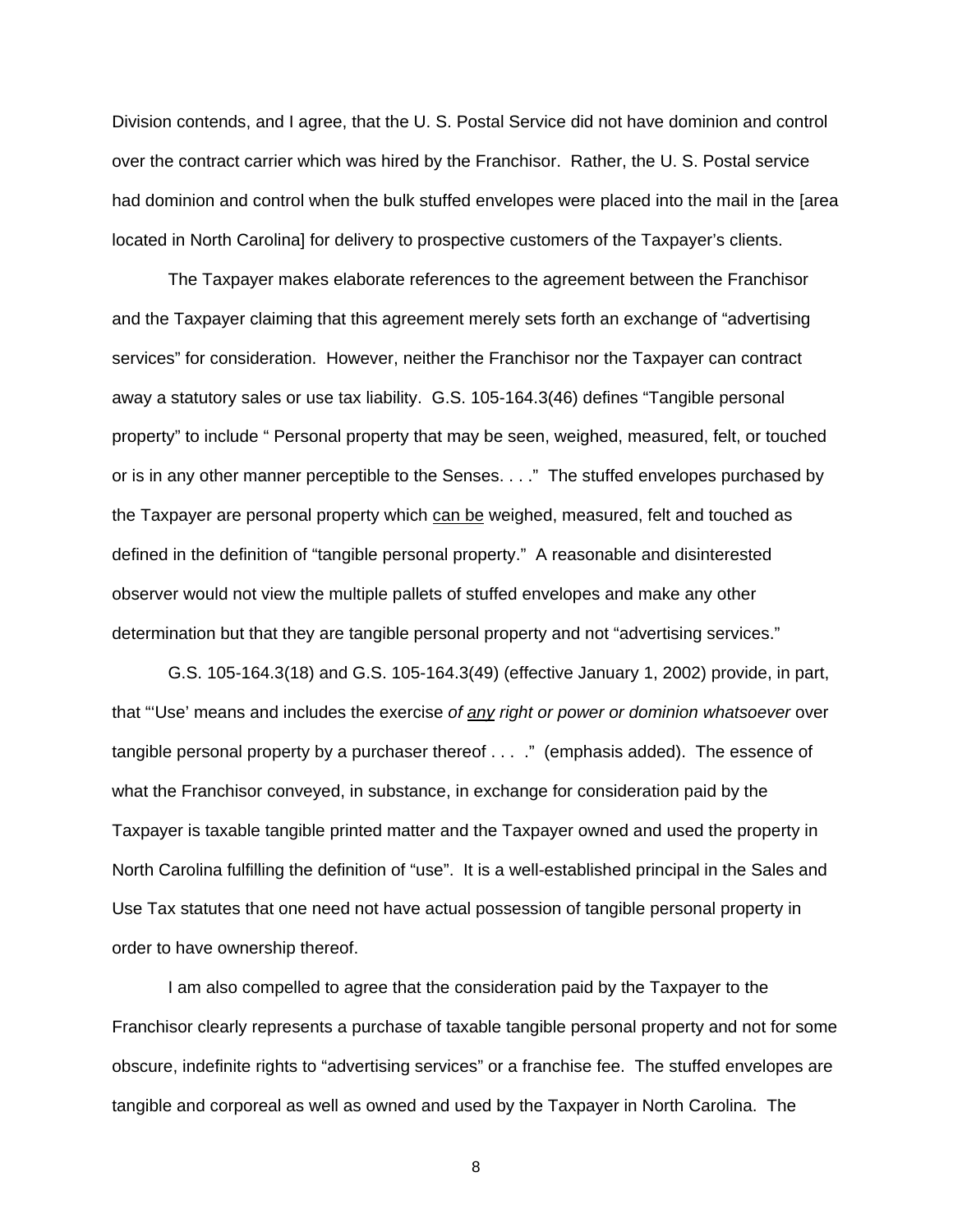Division contends, and I agree, that the U. S. Postal Service did not have dominion and control over the contract carrier which was hired by the Franchisor. Rather, the U. S. Postal service had dominion and control when the bulk stuffed envelopes were placed into the mail in the [area located in North Carolina] for delivery to prospective customers of the Taxpayer's clients.

The Taxpayer makes elaborate references to the agreement between the Franchisor and the Taxpayer claiming that this agreement merely sets forth an exchange of "advertising services" for consideration. However, neither the Franchisor nor the Taxpayer can contract away a statutory sales or use tax liability. G.S. 105-164.3(46) defines "Tangible personal property" to include " Personal property that may be seen, weighed, measured, felt, or touched or is in any other manner perceptible to the Senses. . . ." The stuffed envelopes purchased by the Taxpayer are personal property which <u>can be</u> weighed, measured, felt and touched as defined in the definition of "tangible personal property." A reasonable and disinterested observer would not view the multiple pallets of stuffed envelopes and make any other determination but that they are tangible personal property and not "advertising services."

G.S. 105-164.3(18) and G.S. 105-164.3(49) (effective January 1, 2002) provide, in part, that "'Use' means and includes the exercise *of <u>any</u> right or power or dominion whatsoever* over tangible personal property by a purchaser thereof . . . ." (emphasis added). The essence of what the Franchisor conveyed, in substance, in exchange for consideration paid by the Taxpayer is taxable tangible printed matter and the Taxpayer owned and used the property in North Carolina fulfilling the definition of "use". It is a well-established principal in the Sales and Use Tax statutes that one need not have actual possession of tangible personal property in order to have ownership thereof.

I am also compelled to agree that the consideration paid by the Taxpayer to the Franchisor clearly represents a purchase of taxable tangible personal property and not for some obscure, indefinite rights to "advertising services" or a franchise fee. The stuffed envelopes are tangible and corporeal as well as owned and used by the Taxpayer in North Carolina. The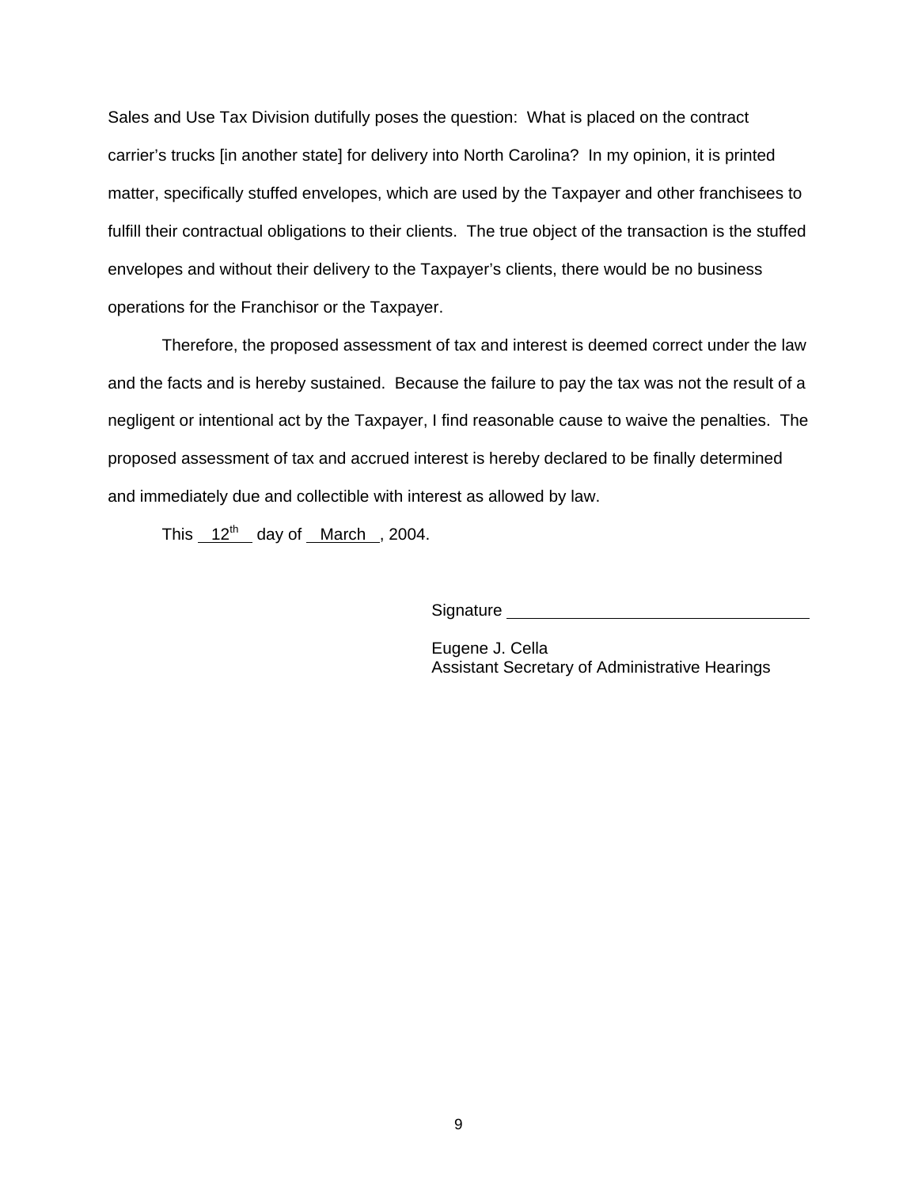Sales and Use Tax Division dutifully poses the question: What is placed on the contract carrier's trucks [in another state] for delivery into North Carolina? In my opinion, it is printed matter, specifically stuffed envelopes, which are used by the Taxpayer and other franchisees to fulfill their contractual obligations to their clients. The true object of the transaction is the stuffed envelopes and without their delivery to the Taxpayer's clients, there would be no business operations for the Franchisor or the Taxpayer.

Therefore, the proposed assessment of tax and interest is deemed correct under the law and the facts and is hereby sustained. Because the failure to pay the tax was not the result of a negligent or intentional act by the Taxpayer, I find reasonable cause to waive the penalties. The proposed assessment of tax and accrued interest is hereby declared to be finally determined and immediately due and collectible with interest as allowed by law.

This 12th day of March, 2004.

Signature ______________________________

Eugene J. Cella
Assistant Secretary of Administrative Hearings